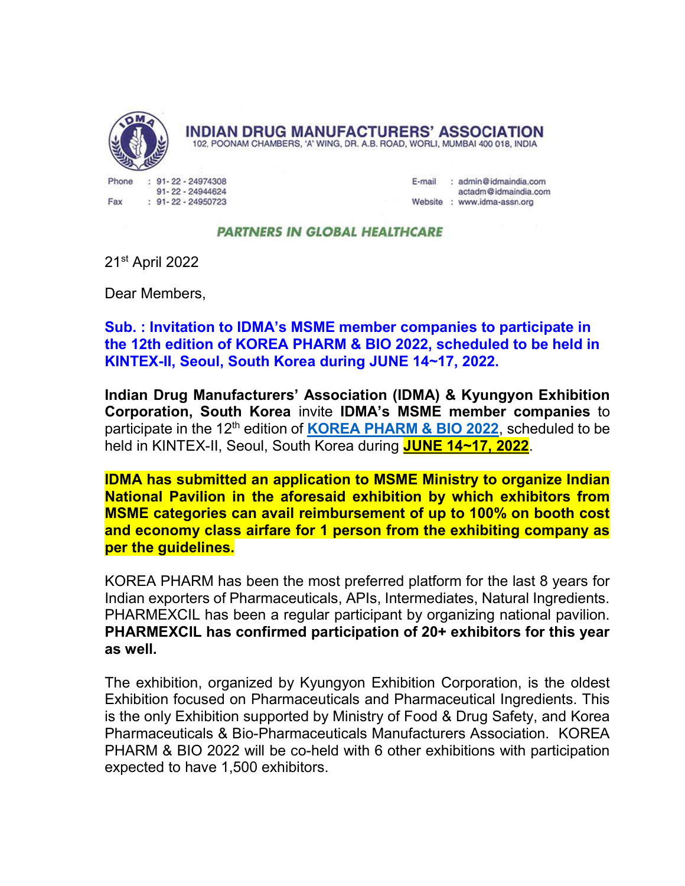# INDIAN DRUG MANUFACTURERS' ASSOCIATION

102, POONAM CHAMBERS, 'A' WING, DR. A.B. ROAD, WORLI, MUMBAI 400 018, INDIA

Phone : 91- 22 - 24974308
91- 22 - 24944624
Fax : 91- 22 - 24950723

E-mail : admin@idmaindia.com
actadm@idmaindia.com
Website : www.idma-assn.org

**PARTNERS IN GLOBAL HEALTHCARE**

21st April 2022

Dear Members,

**Sub. : Invitation to IDMA's MSME member companies to participate in the 12th edition of KOREA PHARM & BIO 2022, scheduled to be held in KINTEX-II, Seoul, South Korea during JUNE 14~17, 2022.**

**Indian Drug Manufacturers' Association (IDMA) & Kyungyon Exhibition Corporation, South Korea** invite **IDMA's MSME member companies** to participate in the 12th edition of **KOREA PHARM & BIO 2022**, scheduled to be held in KINTEX-II, Seoul, South Korea during **JUNE 14~17, 2022**.

**IDMA has submitted an application to MSME Ministry to organize Indian National Pavilion in the aforesaid exhibition by which exhibitors from MSME categories can avail reimbursement of up to 100% on booth cost and economy class airfare for 1 person from the exhibiting company as per the guidelines.**

KOREA PHARM has been the most preferred platform for the last 8 years for Indian exporters of Pharmaceuticals, APIs, Intermediates, Natural Ingredients. PHARMEXCIL has been a regular participant by organizing national pavilion. **PHARMEXCIL has confirmed participation of 20+ exhibitors for this year as well.**

The exhibition, organized by Kyungyon Exhibition Corporation, is the oldest Exhibition focused on Pharmaceuticals and Pharmaceutical Ingredients. This is the only Exhibition supported by Ministry of Food & Drug Safety, and Korea Pharmaceuticals & Bio-Pharmaceuticals Manufacturers Association. KOREA PHARM & BIO 2022 will be co-held with 6 other exhibitions with participation expected to have 1,500 exhibitors.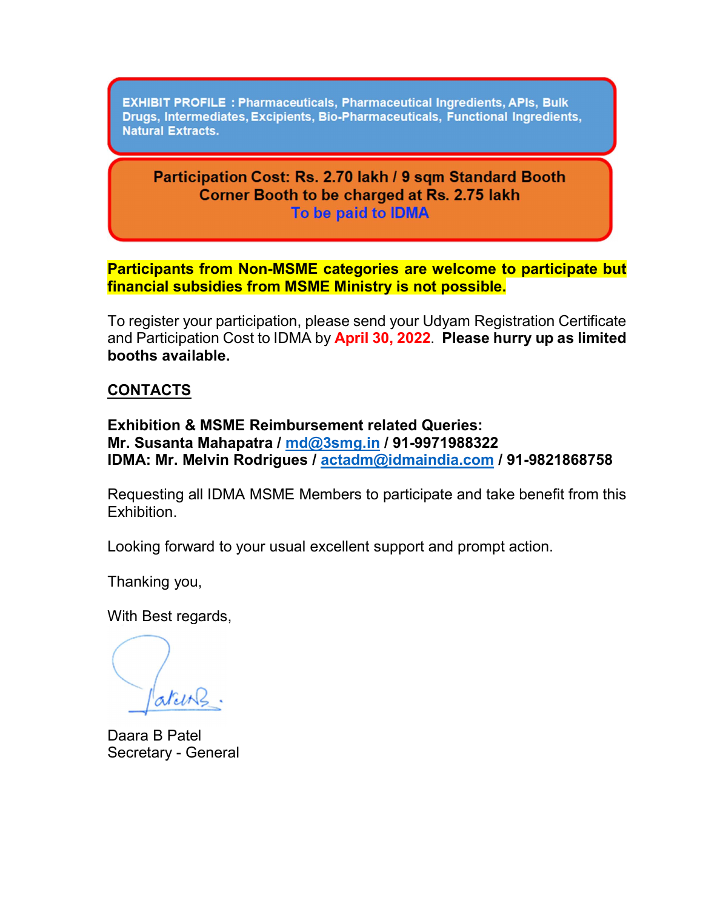**EXHIBIT PROFILE : Pharmaceuticals, Pharmaceutical Ingredients, APIs, Bulk Drugs, Intermediates, Excipients, Bio-Pharmaceuticals, Functional Ingredients, Natural Extracts.**

**Participation Cost: Rs. 2.70 lakh / 9 sqm Standard Booth**
**Corner Booth to be charged at Rs. 2.75 lakh**
**To be paid to IDMA**

**Participants from Non-MSME categories are welcome to participate but financial subsidies from MSME Ministry is not possible.**

To register your participation, please send your Udyam Registration Certificate and Participation Cost to IDMA by **April 30, 2022**. **Please hurry up as limited booths available.**

**CONTACTS**

**Exhibition & MSME Reimbursement related Queries:**
**Mr. Susanta Mahapatra / md@3smg.in / 91-9971988322**
**IDMA: Mr. Melvin Rodrigues / actadm@idmaindia.com / 91-9821868758**

Requesting all IDMA MSME Members to participate and take benefit from this Exhibition.

Looking forward to your usual excellent support and prompt action.

Thanking you,

With Best regards,

Daara B Patel
Secretary - General